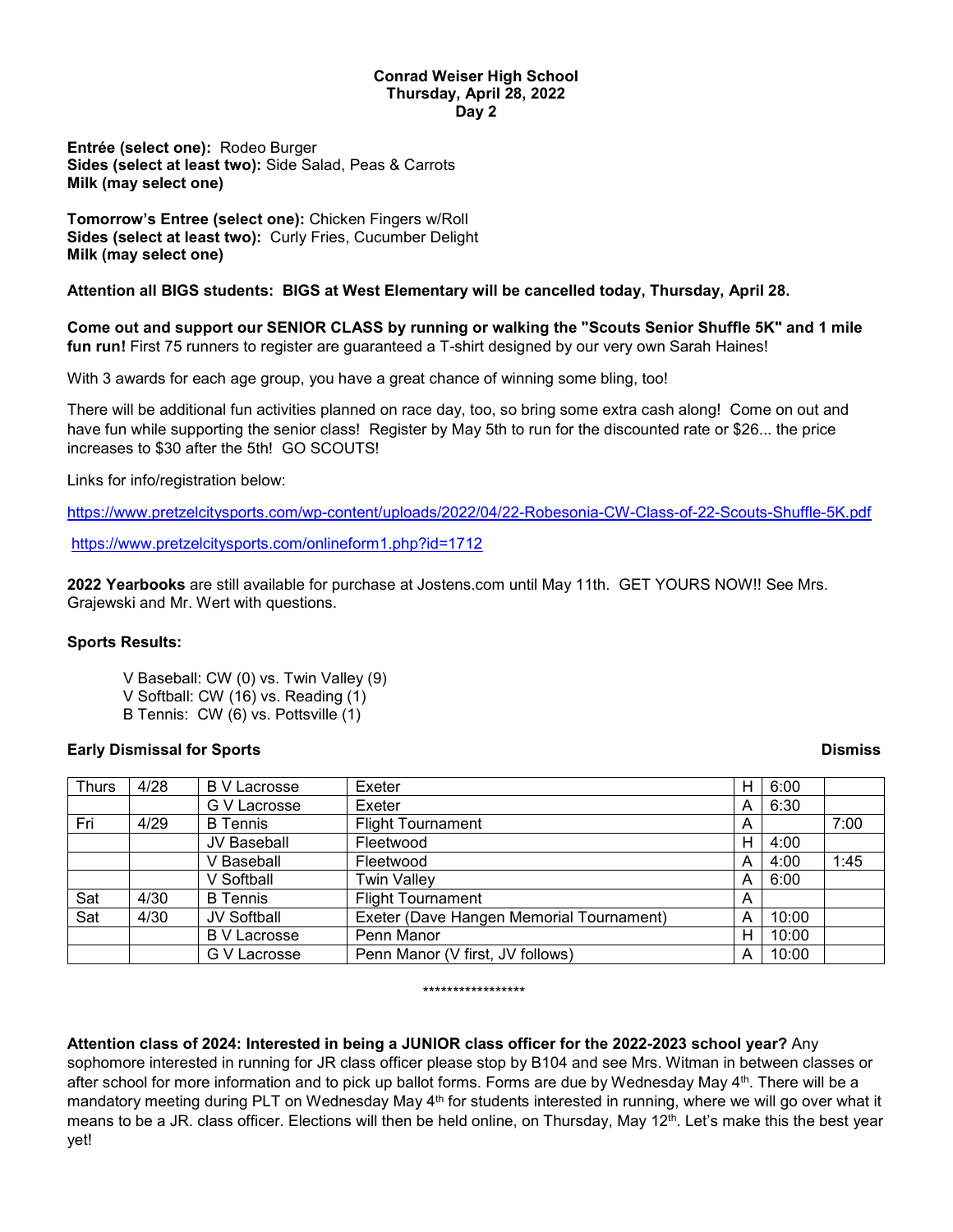**Conrad Weiser High School**
**Thursday, April 28, 2022**
**Day 2**

**Entrée (select one):** Rodeo Burger
**Sides (select at least two):** Side Salad, Peas & Carrots
**Milk (may select one)**

**Tomorrow's Entree (select one):** Chicken Fingers w/Roll
**Sides (select at least two):** Curly Fries, Cucumber Delight
**Milk (may select one)**

**Attention all BIGS students: BIGS at West Elementary will be cancelled today, Thursday, April 28.**

**Come out and support our SENIOR CLASS by running or walking the "Scouts Senior Shuffle 5K" and 1 mile fun run!** First 75 runners to register are guaranteed a T-shirt designed by our very own Sarah Haines!

With 3 awards for each age group, you have a great chance of winning some bling, too!

There will be additional fun activities planned on race day, too, so bring some extra cash along! Come on out and have fun while supporting the senior class! Register by May 5th to run for the discounted rate or $26... the price increases to $30 after the 5th! GO SCOUTS!

Links for info/registration below:

https://www.pretzelcitysports.com/wp-content/uploads/2022/04/22-Robesonia-CW-Class-of-22-Scouts-Shuffle-5K.pdf

https://www.pretzelcitysports.com/onlineform1.php?id=1712

**2022 Yearbooks** are still available for purchase at Jostens.com until May 11th. GET YOURS NOW!! See Mrs. Grajewski and Mr. Wert with questions.

**Sports Results:**

V Baseball: CW (0) vs. Twin Valley (9)
V Softball: CW (16) vs. Reading (1)
B Tennis: CW (6) vs. Pottsville (1)

**Early Dismissal for Sports** **Dismiss**

| | | | | | | Dismiss |
|---|---|---|---|---|---|---|
| Thurs | 4/28 | B V Lacrosse | Exeter | H | 6:00 | |
| | | G V Lacrosse | Exeter | A | 6:30 | |
| Fri | 4/29 | B Tennis | Flight Tournament | A | | 7:00 |
| | | JV Baseball | Fleetwood | H | 4:00 | |
| | | V Baseball | Fleetwood | A | 4:00 | 1:45 |
| | | V Softball | Twin Valley | A | 6:00 | |
| Sat | 4/30 | B Tennis | Flight Tournament | A | | |
| Sat | 4/30 | JV Softball | Exeter (Dave Hangen Memorial Tournament) | A | 10:00 | |
| | | B V Lacrosse | Penn Manor | H | 10:00 | |
| | | G V Lacrosse | Penn Manor (V first, JV follows) | A | 10:00 | |

*****************

**Attention class of 2024: Interested in being a JUNIOR class officer for the 2022-2023 school year?** Any sophomore interested in running for JR class officer please stop by B104 and see Mrs. Witman in between classes or after school for more information and to pick up ballot forms. Forms are due by Wednesday May 4th. There will be a mandatory meeting during PLT on Wednesday May 4th for students interested in running, where we will go over what it means to be a JR. class officer. Elections will then be held online, on Thursday, May 12th. Let's make this the best year yet!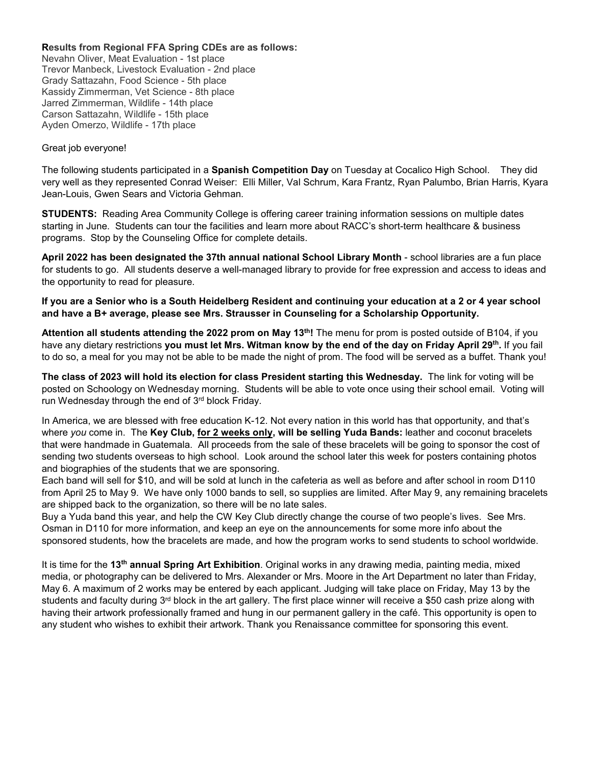**Results from Regional FFA Spring CDEs are as follows:**

Nevahn Oliver, Meat Evaluation - 1st place
Trevor Manbeck, Livestock Evaluation - 2nd place
Grady Sattazahn, Food Science - 5th place
Kassidy Zimmerman, Vet Science - 8th place
Jarred Zimmerman, Wildlife - 14th place
Carson Sattazahn, Wildlife - 15th place
Ayden Omerzo, Wildlife - 17th place

Great job everyone!

The following students participated in a **Spanish Competition Day** on Tuesday at Cocalico High School. They did very well as they represented Conrad Weiser: Elli Miller, Val Schrum, Kara Frantz, Ryan Palumbo, Brian Harris, Kyara Jean-Louis, Gwen Sears and Victoria Gehman.

**STUDENTS:** Reading Area Community College is offering career training information sessions on multiple dates starting in June. Students can tour the facilities and learn more about RACC's short-term healthcare & business programs. Stop by the Counseling Office for complete details.

**April 2022 has been designated the 37th annual national School Library Month** - school libraries are a fun place for students to go. All students deserve a well-managed library to provide for free expression and access to ideas and the opportunity to read for pleasure.

**If you are a Senior who is a South Heidelberg Resident and continuing your education at a 2 or 4 year school and have a B+ average, please see Mrs. Strausser in Counseling for a Scholarship Opportunity.**

**Attention all students attending the 2022 prom on May 13th!** The menu for prom is posted outside of B104, if you have any dietary restrictions **you must let Mrs. Witman know by the end of the day on Friday April 29th.** If you fail to do so, a meal for you may not be able to be made the night of prom. The food will be served as a buffet. Thank you!

**The class of 2023 will hold its election for class President starting this Wednesday.** The link for voting will be posted on Schoology on Wednesday morning. Students will be able to vote once using their school email. Voting will run Wednesday through the end of 3rd block Friday.

In America, we are blessed with free education K-12. Not every nation in this world has that opportunity, and that's where *you* come in. The **Key Club, for 2 weeks only, will be selling Yuda Bands:** leather and coconut bracelets that were handmade in Guatemala. All proceeds from the sale of these bracelets will be going to sponsor the cost of sending two students overseas to high school. Look around the school later this week for posters containing photos and biographies of the students that we are sponsoring.

Each band will sell for $10, and will be sold at lunch in the cafeteria as well as before and after school in room D110 from April 25 to May 9. We have only 1000 bands to sell, so supplies are limited. After May 9, any remaining bracelets are shipped back to the organization, so there will be no late sales.

Buy a Yuda band this year, and help the CW Key Club directly change the course of two people's lives. See Mrs. Osman in D110 for more information, and keep an eye on the announcements for some more info about the sponsored students, how the bracelets are made, and how the program works to send students to school worldwide.

It is time for the **13th annual Spring Art Exhibition**. Original works in any drawing media, painting media, mixed media, or photography can be delivered to Mrs. Alexander or Mrs. Moore in the Art Department no later than Friday, May 6. A maximum of 2 works may be entered by each applicant. Judging will take place on Friday, May 13 by the students and faculty during 3rd block in the art gallery. The first place winner will receive a $50 cash prize along with having their artwork professionally framed and hung in our permanent gallery in the café. This opportunity is open to any student who wishes to exhibit their artwork. Thank you Renaissance committee for sponsoring this event.